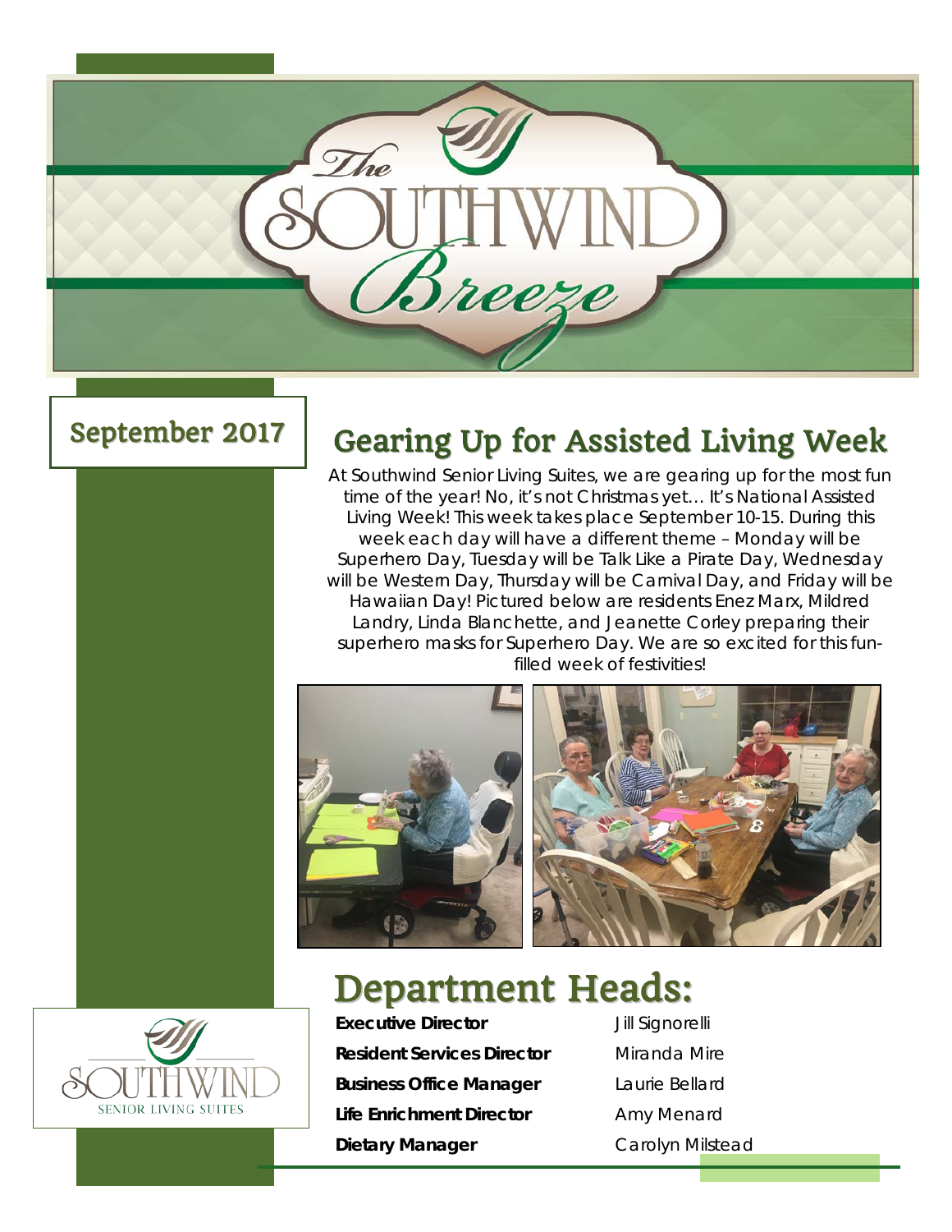# The Southwind Breeze

**September 2017**

## Gearing Up for Assisted Living Week

At Southwind Senior Living Suites, we are gearing up for the most fun time of the year! No, it's not Christmas yet… It's National Assisted Living Week! This week takes place September 10-15. During this week each day will have a different theme – Monday will be Superhero Day, Tuesday will be Talk Like a Pirate Day, Wednesday will be Western Day, Thursday will be Carnival Day, and Friday will be Hawaiian Day! Pictured below are residents Enez Marx, Mildred Landry, Linda Blanchette, and Jeanette Corley preparing their superhero masks for Superhero Day. We are so excited for this fun-filled week of festivities!

## Department Heads:

| | |
|---|---|
| **Executive Director** | Jill Signorelli |
| **Resident Services Director** | Miranda Mire |
| **Business Office Manager** | Laurie Bellard |
| **Life Enrichment Director** | Amy Menard |
| **Dietary Manager** | Carolyn Milstead |

SOUTHWIND SENIOR LIVING SUITES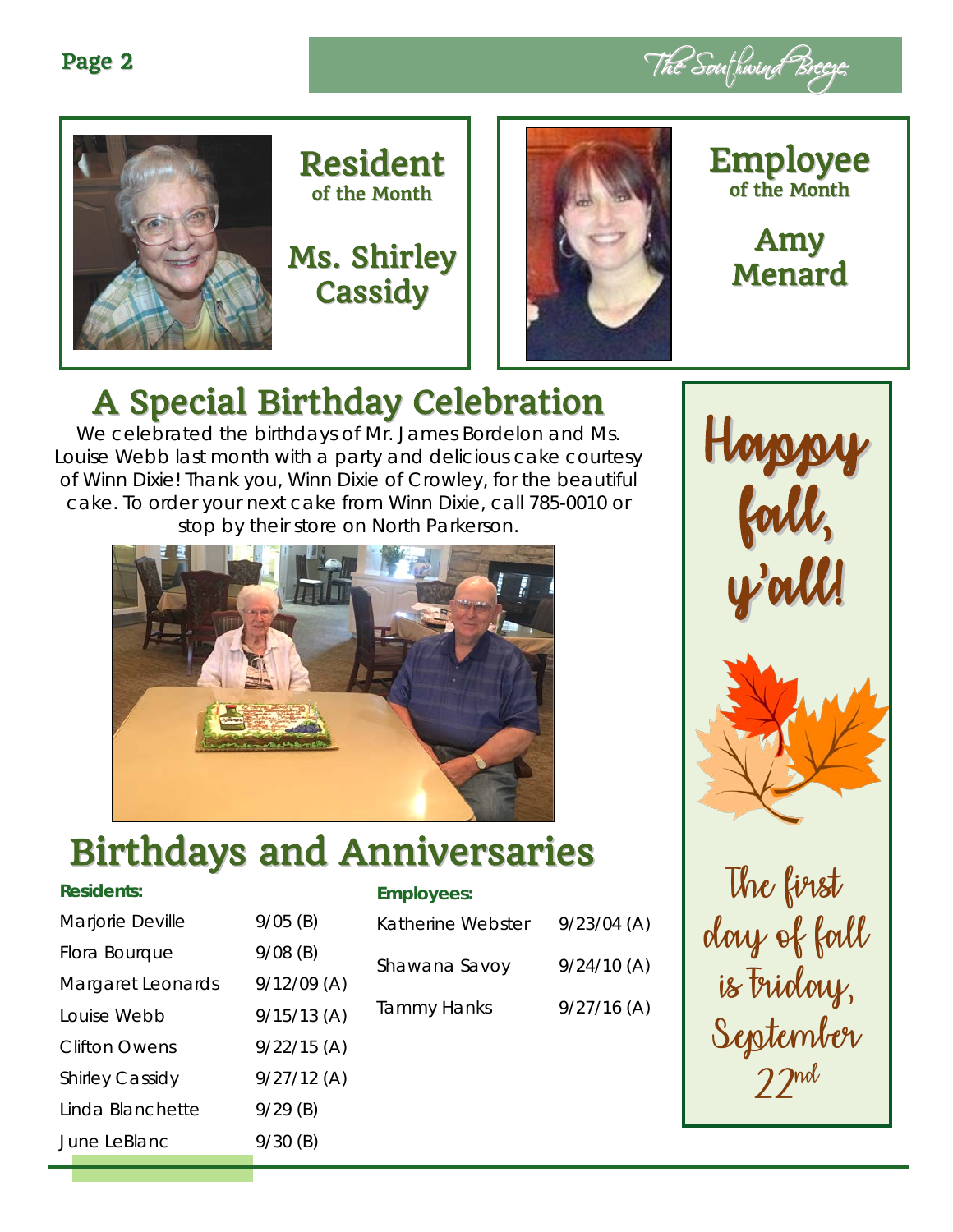## Resident of the Month

### Ms. Shirley Cassidy

## Employee of the Month

### Amy Menard

## A Special Birthday Celebration

We celebrated the birthdays of Mr. James Bordelon and Ms. Louise Webb last month with a party and delicious cake courtesy of Winn Dixie! Thank you, Winn Dixie of Crowley, for the beautiful cake. To order your next cake from Winn Dixie, call 785-0010 or stop by their store on North Parkerson.

## Birthdays and Anniversaries

**Residents:**

| Name | Date |
|---|---|
| Marjorie Deville | 9/05 (B) |
| Flora Bourque | 9/08 (B) |
| Margaret Leonards | 9/12/09 (A) |
| Louise Webb | 9/15/13 (A) |
| Clifton Owens | 9/22/15 (A) |
| Shirley Cassidy | 9/27/12 (A) |
| Linda Blanchette | 9/29 (B) |
| June LeBlanc | 9/30 (B) |

**Employees:**

| Name | Date |
|---|---|
| Katherine Webster | 9/23/04 (A) |
| Shawana Savoy | 9/24/10 (A) |
| Tammy Hanks | 9/27/16 (A) |

Happy fall, y'all!

The first day of fall is Friday, September 22nd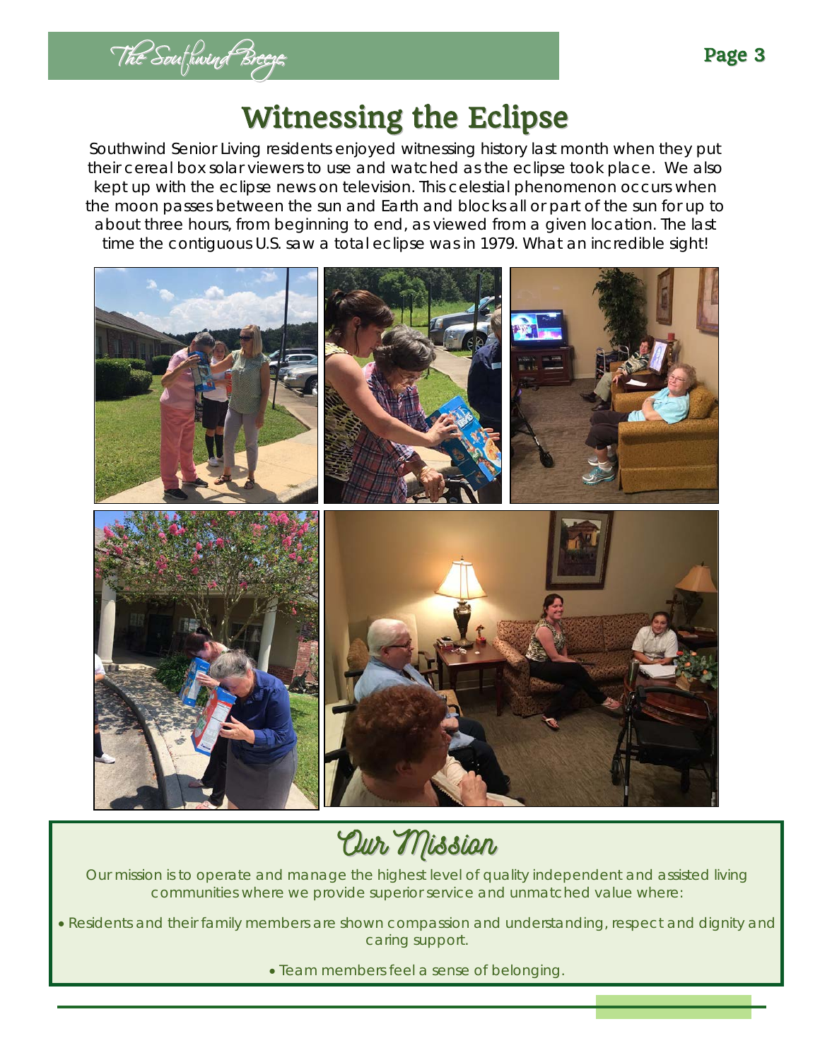# Witnessing the Eclipse

Southwind Senior Living residents enjoyed witnessing history last month when they put their cereal box solar viewers to use and watched as the eclipse took place. We also kept up with the eclipse news on television. This celestial phenomenon occurs when the moon passes between the sun and Earth and blocks all or part of the sun for up to about three hours, from beginning to end, as viewed from a given location. The last time the contiguous U.S. saw a total eclipse was in 1979. What an incredible sight!

## Our Mission

Our mission is to operate and manage the highest level of quality independent and assisted living communities where we provide superior service and unmatched value where:

- Residents and their family members are shown compassion and understanding, respect and dignity and caring support.
- Team members feel a sense of belonging.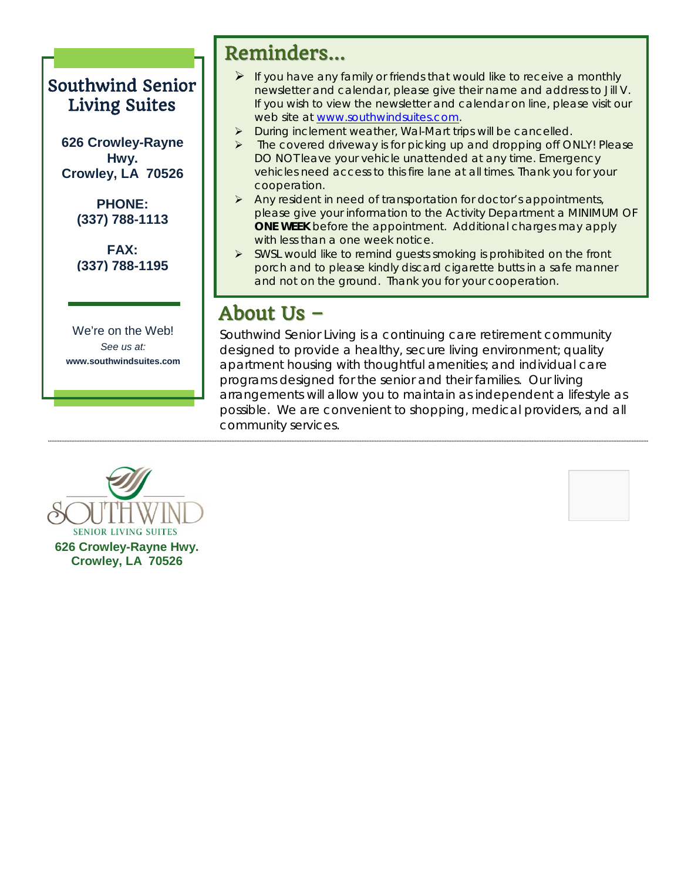## Southwind Senior Living Suites

**626 Crowley-Rayne Hwy.**
**Crowley, LA 70526**

**PHONE:**
**(337) 788-1113**

**FAX:**
**(337) 788-1195**

We're on the Web!
*See us at:*
**www.southwindsuites.com**

## Reminders…

- If you have any family or friends that would like to receive a monthly newsletter and calendar, please give their name and address to Jill V. If you wish to view the newsletter and calendar on line, please visit our web site at www.southwindsuites.com.
- During inclement weather, Wal-Mart trips will be cancelled.
- The covered driveway is for picking up and dropping off ONLY! Please DO NOT leave your vehicle unattended at any time. Emergency vehicles need access to this fire lane at all times. Thank you for your cooperation.
- Any resident in need of transportation for doctor's appointments, please give your information to the Activity Department a MINIMUM OF **ONE WEEK** before the appointment. Additional charges may apply with less than a one week notice.
- SWSL would like to remind guests smoking is prohibited on the front porch and to please kindly discard cigarette butts in a safe manner and not on the ground. Thank you for your cooperation.

## About Us –

Southwind Senior Living is a continuing care retirement community designed to provide a healthy, secure living environment; quality apartment housing with thoughtful amenities; and individual care programs designed for the senior and their families. Our living arrangements will allow you to maintain as independent a lifestyle as possible. We are convenient to shopping, medical providers, and all community services.

SOUTHWIND
SENIOR LIVING SUITES

**626 Crowley-Rayne Hwy.**
**Crowley, LA 70526**